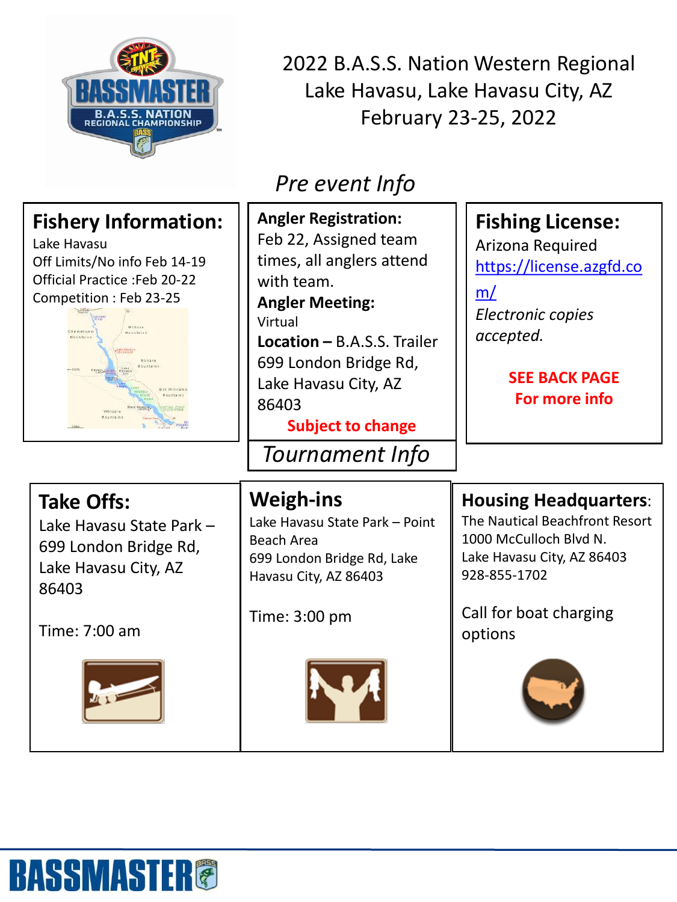# 2022 B.A.S.S. Nation Western Regional
# Lake Havasu, Lake Havasu City, AZ
# February 23-25, 2022

## *Pre event Info*

### Fishery Information:

Lake Havasu
Off Limits/No info Feb 14-19
Official Practice :Feb 20-22
Competition : Feb 23-25

**Angler Registration:**
Feb 22, Assigned team times, all anglers attend with team.

**Angler Meeting:**
Virtual

**Location –** B.A.S.S. Trailer
699 London Bridge Rd, Lake Havasu City, AZ 86403

**Subject to change**

### Fishing License:

Arizona Required
https://license.azgfd.com/
*Electronic copies accepted.*

**SEE BACK PAGE For more info**

## *Tournament Info*

### Take Offs:

Lake Havasu State Park – 699 London Bridge Rd, Lake Havasu City, AZ 86403

Time: 7:00 am

### Weigh-ins

Lake Havasu State Park – Point Beach Area
699 London Bridge Rd, Lake Havasu City, AZ 86403

Time: 3:00 pm

### Housing Headquarters:

The Nautical Beachfront Resort
1000 McCulloch Blvd N.
Lake Havasu City, AZ 86403
928-855-1702

Call for boat charging options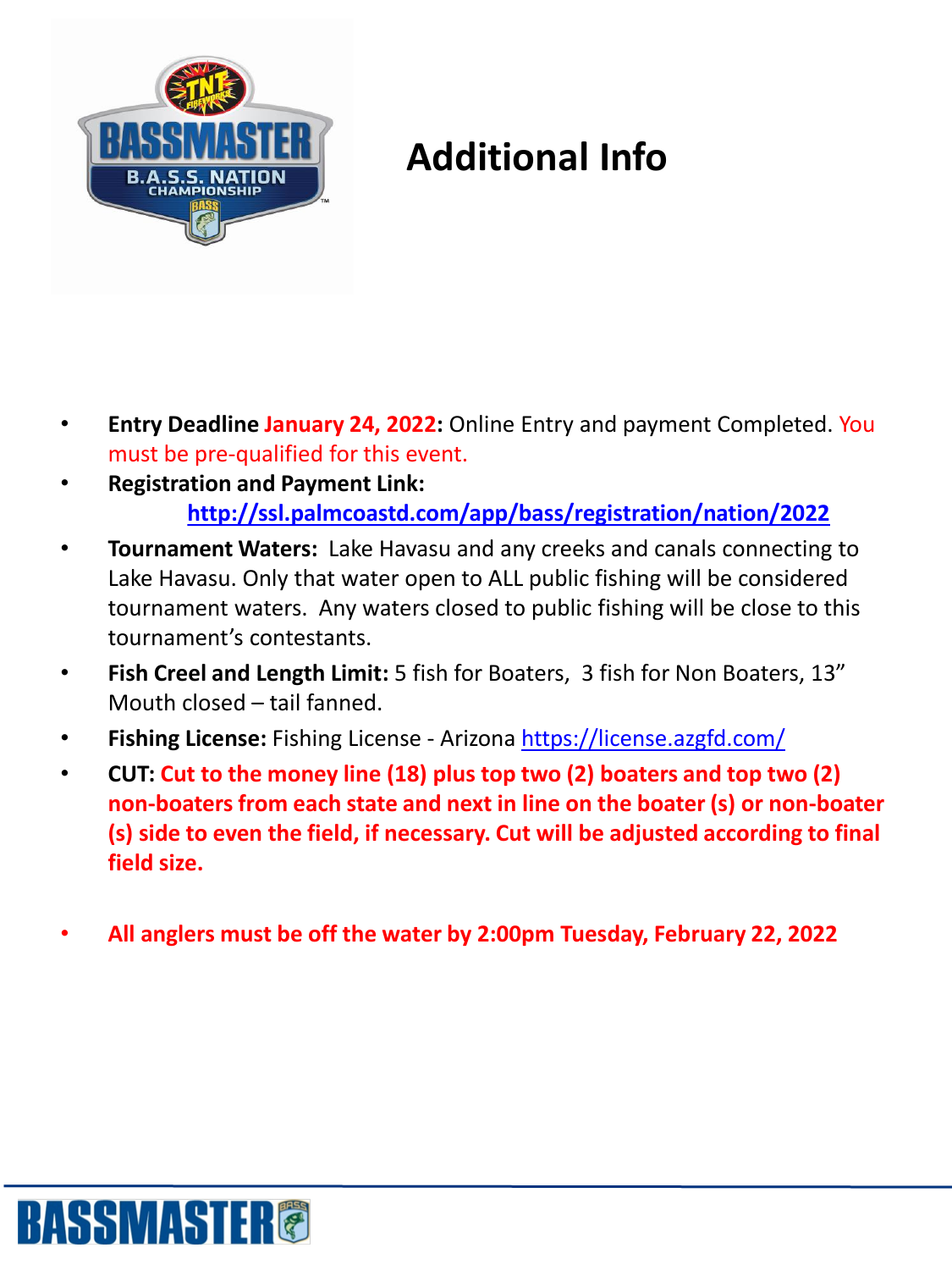# Additional Info

- **Entry Deadline January 24, 2022:** Online Entry and payment Completed. You must be pre-qualified for this event.
- **Registration and Payment Link:** **http://ssl.palmcoastd.com/app/bass/registration/nation/2022**
- **Tournament Waters:** Lake Havasu and any creeks and canals connecting to Lake Havasu. Only that water open to ALL public fishing will be considered tournament waters. Any waters closed to public fishing will be close to this tournament's contestants.
- **Fish Creel and Length Limit:** 5 fish for Boaters, 3 fish for Non Boaters, 13" Mouth closed – tail fanned.
- **Fishing License:** Fishing License - Arizona https://license.azgfd.com/
- **CUT: Cut to the money line (18) plus top two (2) boaters and top two (2) non-boaters from each state and next in line on the boater (s) or non-boater (s) side to even the field, if necessary. Cut will be adjusted according to final field size.**

- **All anglers must be off the water by 2:00pm Tuesday, February 22, 2022**